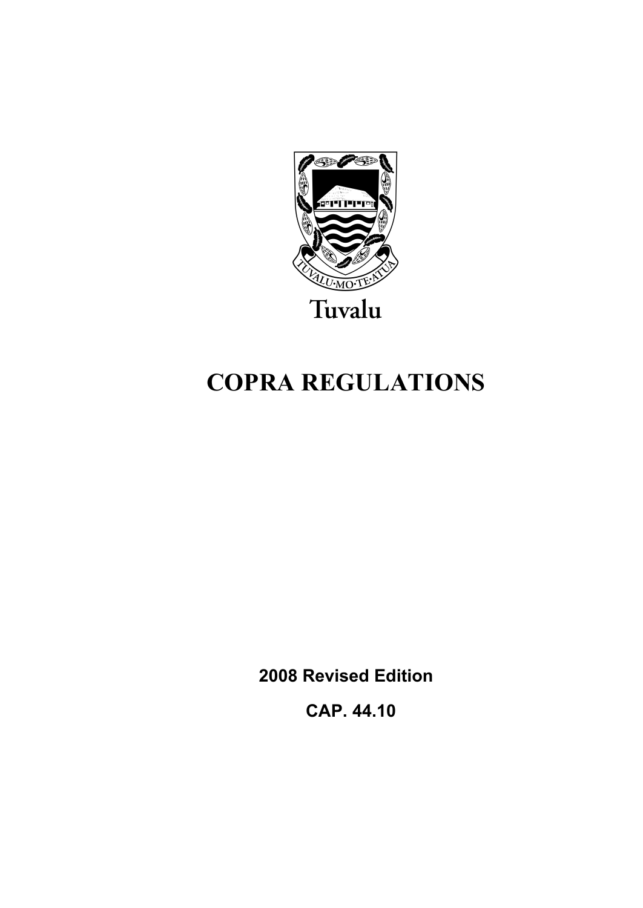Tuvalu

# COPRA REGULATIONS

**2008 Revised Edition**

**CAP. 44.10**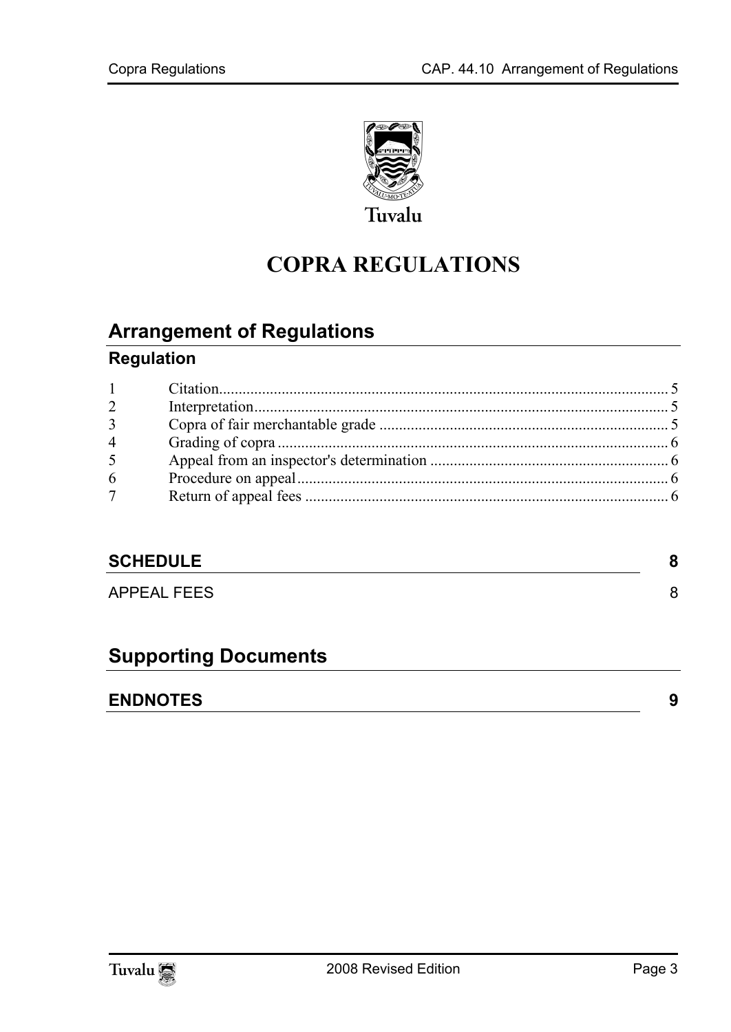Tuvalu

# COPRA REGULATIONS

## Arrangement of Regulations

### Regulation

| | | |
|---|---|---|
| 1 | Citation | 5 |
| 2 | Interpretation | 5 |
| 3 | Copra of fair merchantable grade | 5 |
| 4 | Grading of copra | 6 |
| 5 | Appeal from an inspector's determination | 6 |
| 6 | Procedure on appeal | 6 |
| 7 | Return of appeal fees | 6 |

**SCHEDULE** 8

APPEAL FEES 8

## Supporting Documents

**ENDNOTES** 9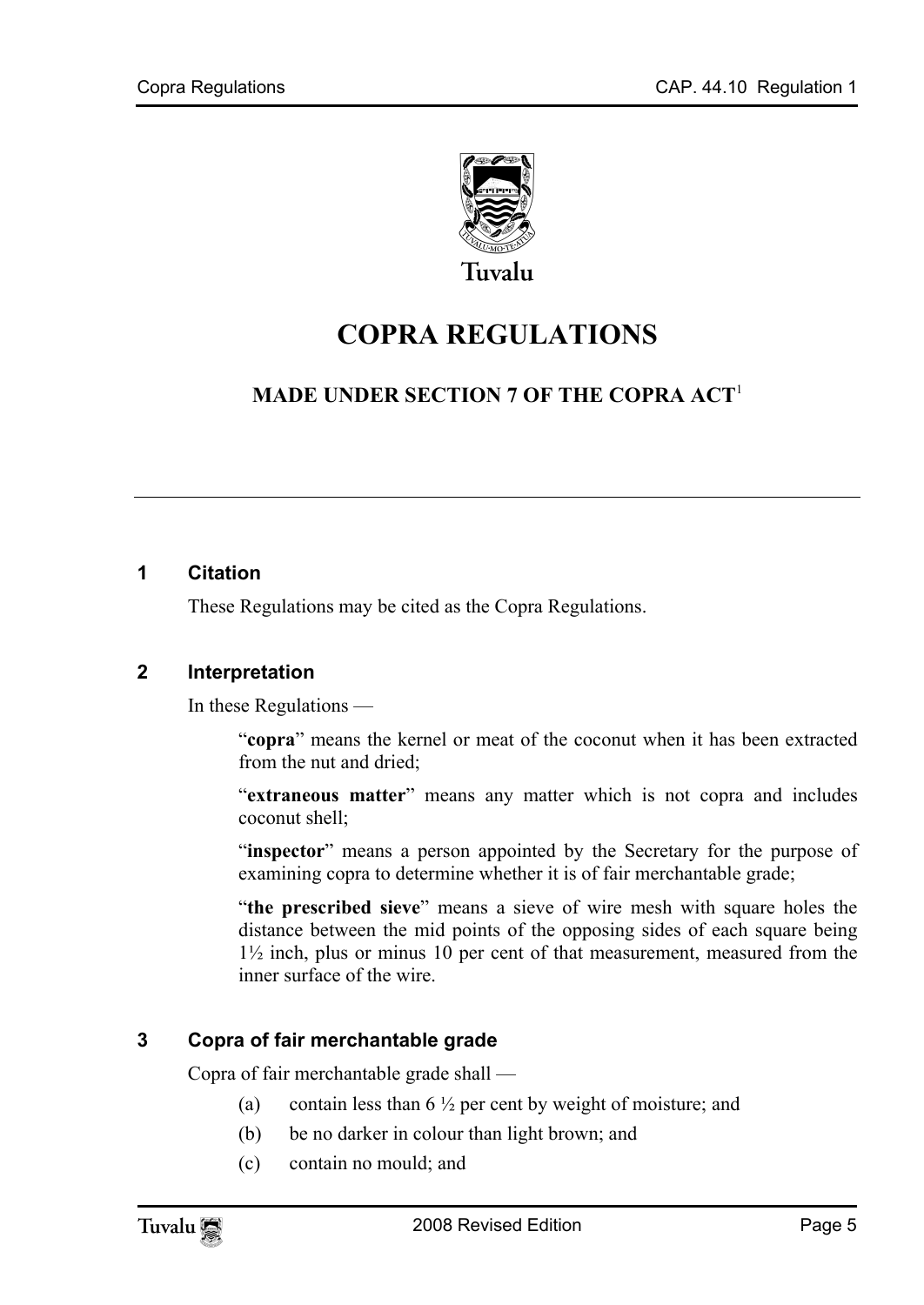Tuvalu

# COPRA REGULATIONS

## MADE UNDER SECTION 7 OF THE COPRA ACT[1]

---

### 1 Citation

These Regulations may be cited as the Copra Regulations.

### 2 Interpretation

In these Regulations —

"**copra**" means the kernel or meat of the coconut when it has been extracted from the nut and dried;

"**extraneous matter**" means any matter which is not copra and includes coconut shell;

"**inspector**" means a person appointed by the Secretary for the purpose of examining copra to determine whether it is of fair merchantable grade;

"**the prescribed sieve**" means a sieve of wire mesh with square holes the distance between the mid points of the opposing sides of each square being 1½ inch, plus or minus 10 per cent of that measurement, measured from the inner surface of the wire.

### 3 Copra of fair merchantable grade

Copra of fair merchantable grade shall —

(a) contain less than 6 ½ per cent by weight of moisture; and

(b) be no darker in colour than light brown; and

(c) contain no mould; and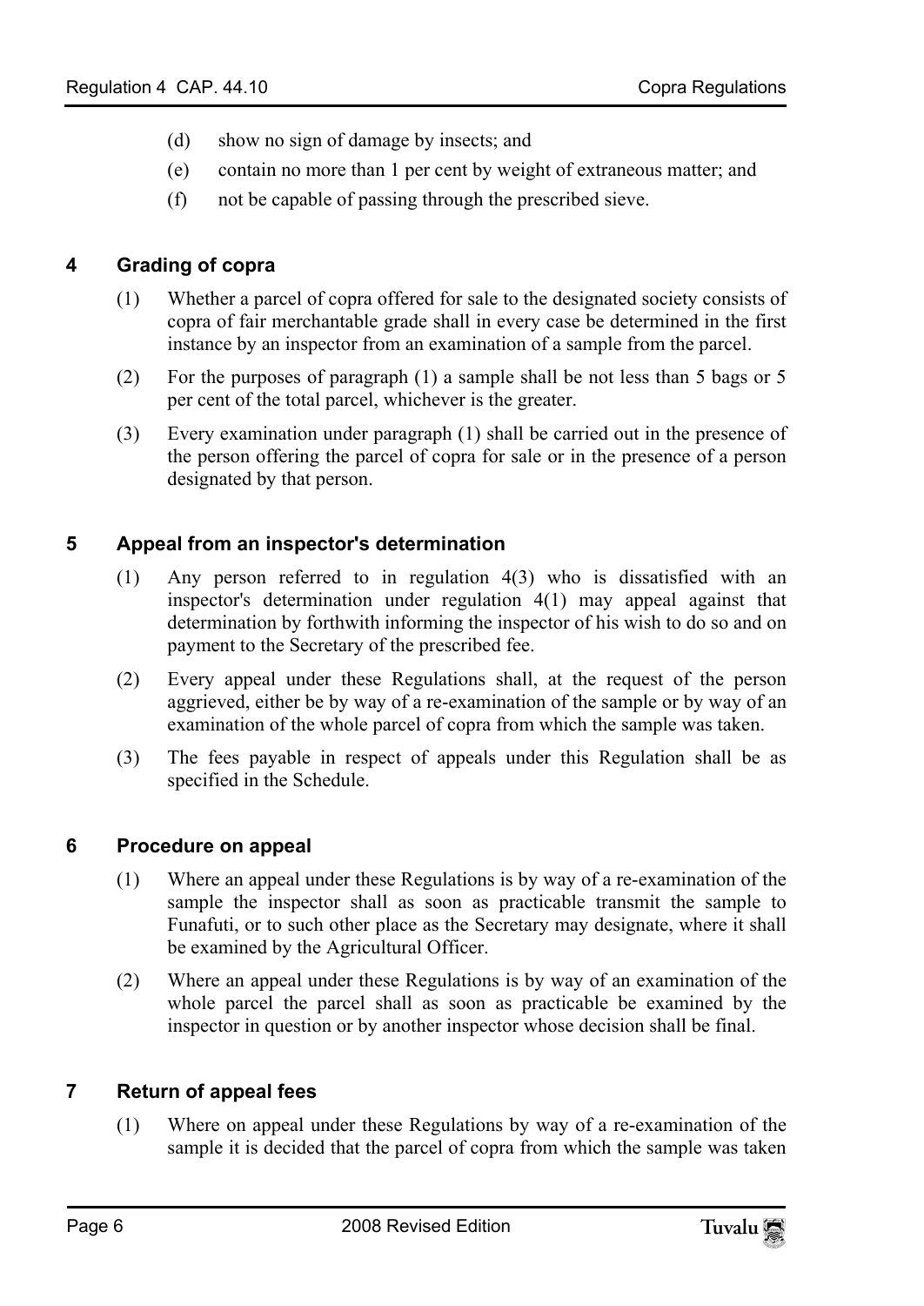(d) show no sign of damage by insects; and

(e) contain no more than 1 per cent by weight of extraneous matter; and

(f) not be capable of passing through the prescribed sieve.

## 4 Grading of copra

(1) Whether a parcel of copra offered for sale to the designated society consists of copra of fair merchantable grade shall in every case be determined in the first instance by an inspector from an examination of a sample from the parcel.

(2) For the purposes of paragraph (1) a sample shall be not less than 5 bags or 5 per cent of the total parcel, whichever is the greater.

(3) Every examination under paragraph (1) shall be carried out in the presence of the person offering the parcel of copra for sale or in the presence of a person designated by that person.

## 5 Appeal from an inspector's determination

(1) Any person referred to in regulation 4(3) who is dissatisfied with an inspector's determination under regulation 4(1) may appeal against that determination by forthwith informing the inspector of his wish to do so and on payment to the Secretary of the prescribed fee.

(2) Every appeal under these Regulations shall, at the request of the person aggrieved, either be by way of a re-examination of the sample or by way of an examination of the whole parcel of copra from which the sample was taken.

(3) The fees payable in respect of appeals under this Regulation shall be as specified in the Schedule.

## 6 Procedure on appeal

(1) Where an appeal under these Regulations is by way of a re-examination of the sample the inspector shall as soon as practicable transmit the sample to Funafuti, or to such other place as the Secretary may designate, where it shall be examined by the Agricultural Officer.

(2) Where an appeal under these Regulations is by way of an examination of the whole parcel the parcel shall as soon as practicable be examined by the inspector in question or by another inspector whose decision shall be final.

## 7 Return of appeal fees

(1) Where on appeal under these Regulations by way of a re-examination of the sample it is decided that the parcel of copra from which the sample was taken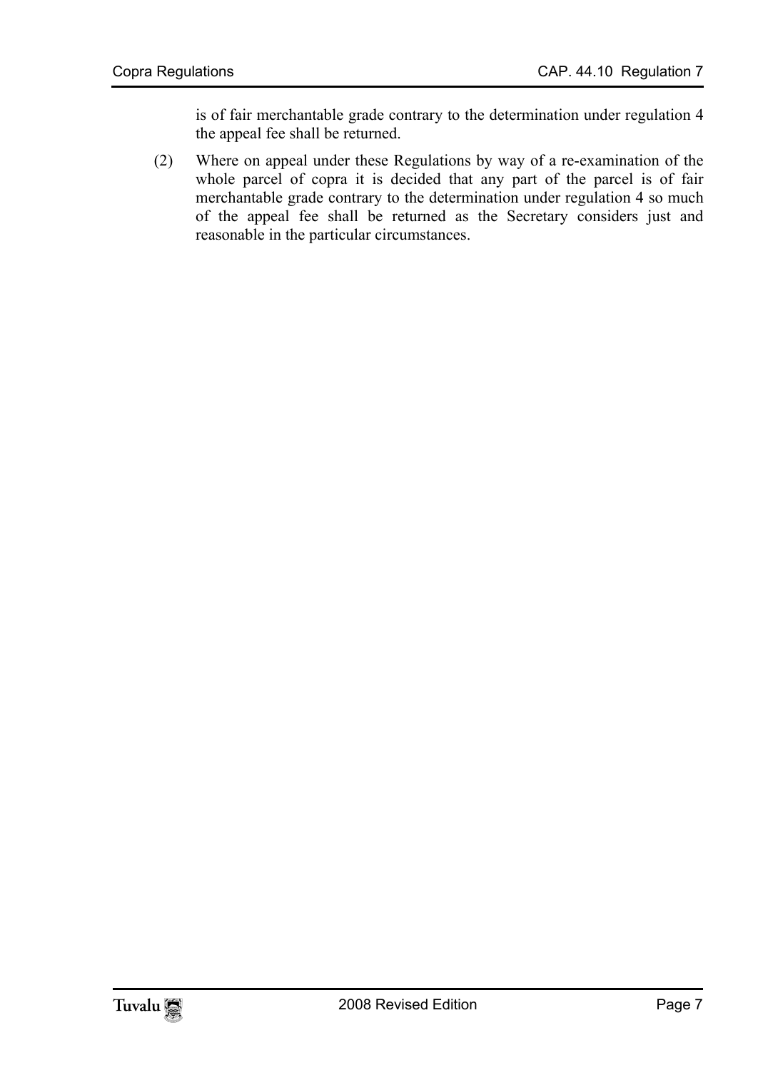is of fair merchantable grade contrary to the determination under regulation 4 the appeal fee shall be returned.

(2) Where on appeal under these Regulations by way of a re-examination of the whole parcel of copra it is decided that any part of the parcel is of fair merchantable grade contrary to the determination under regulation 4 so much of the appeal fee shall be returned as the Secretary considers just and reasonable in the particular circumstances.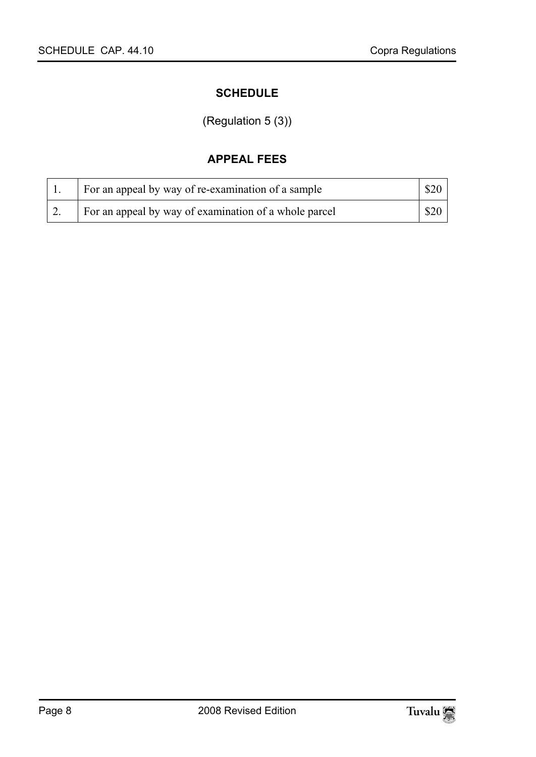# SCHEDULE

(Regulation 5 (3))

## APPEAL FEES

| | | |
|---|---|---|
| 1. | For an appeal by way of re-examination of a sample | \$20 |
| 2. | For an appeal by way of examination of a whole parcel | \$20 |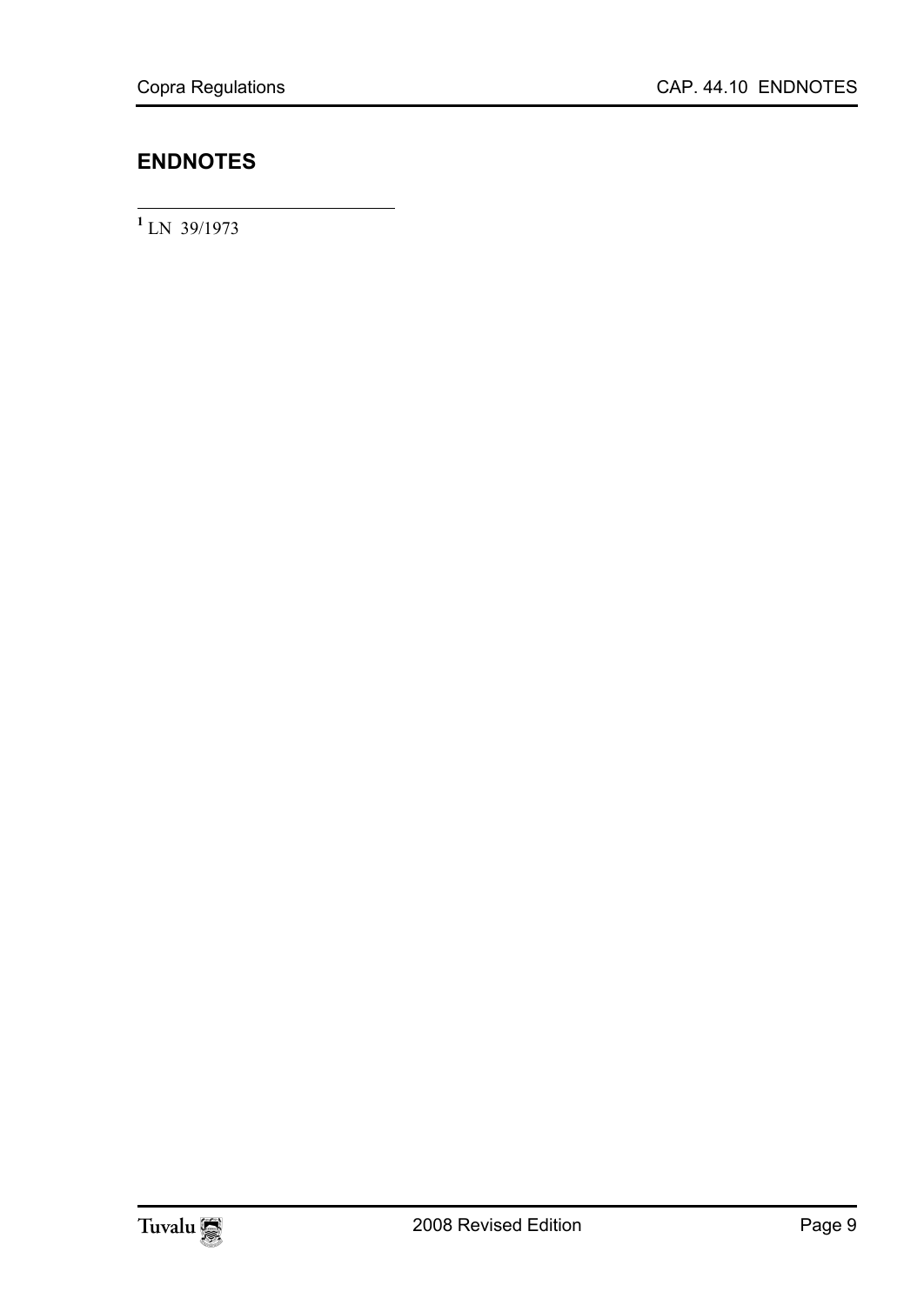## ENDNOTES

[1] LN 39/1973